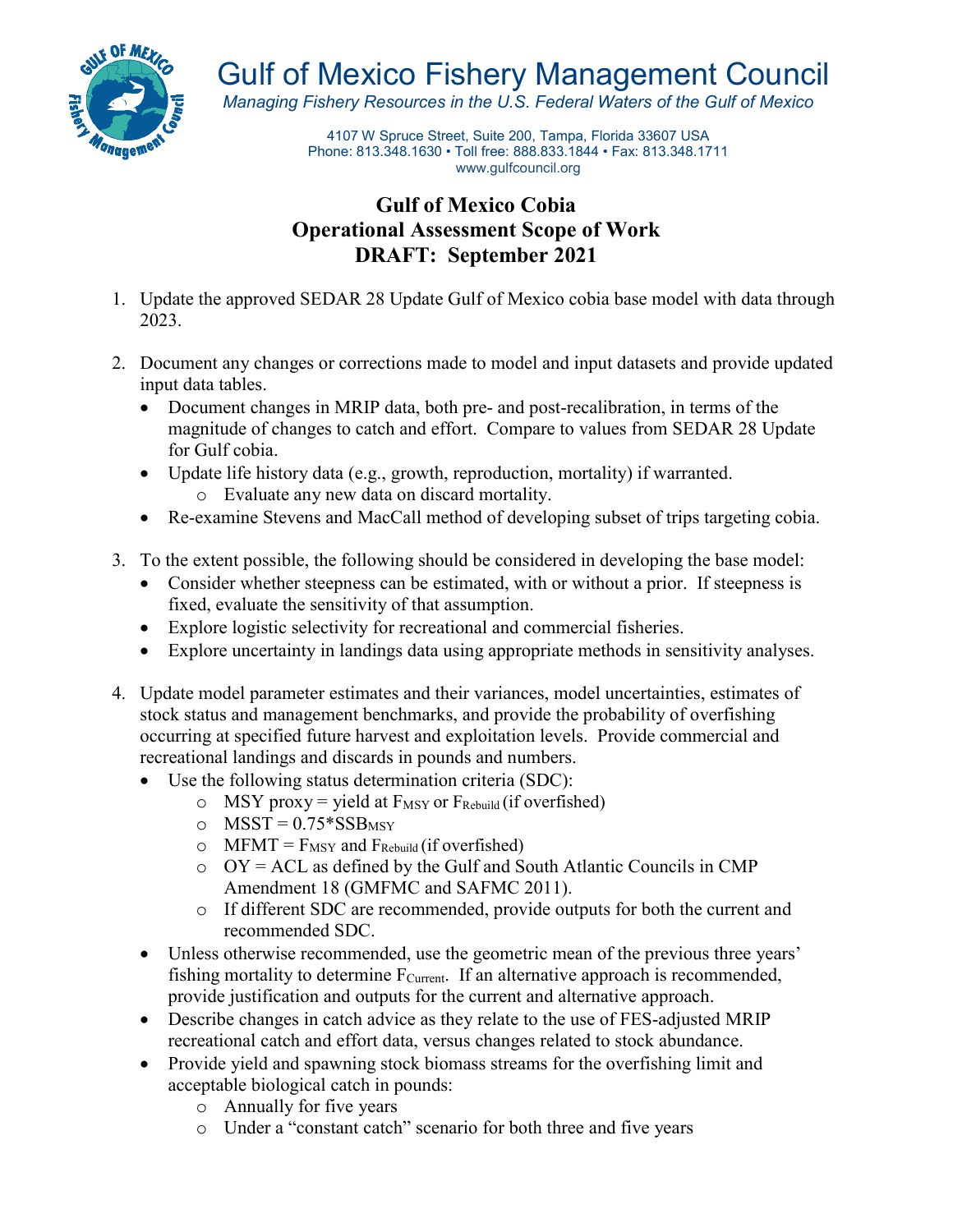# Gulf of Mexico Fishery Management Council

*Managing Fishery Resources in the U.S. Federal Waters of the Gulf of Mexico*

4107 W Spruce Street, Suite 200, Tampa, Florida 33607 USA
Phone: 813.348.1630 • Toll free: 888.833.1844 • Fax: 813.348.1711
www.gulfcouncil.org

## Gulf of Mexico Cobia
## Operational Assessment Scope of Work
## DRAFT: September 2021

1. Update the approved SEDAR 28 Update Gulf of Mexico cobia base model with data through 2023.

2. Document any changes or corrections made to model and input datasets and provide updated input data tables.
   - Document changes in MRIP data, both pre- and post-recalibration, in terms of the magnitude of changes to catch and effort. Compare to values from SEDAR 28 Update for Gulf cobia.
   - Update life history data (e.g., growth, reproduction, mortality) if warranted.
     - Evaluate any new data on discard mortality.
   - Re-examine Stevens and MacCall method of developing subset of trips targeting cobia.

3. To the extent possible, the following should be considered in developing the base model:
   - Consider whether steepness can be estimated, with or without a prior. If steepness is fixed, evaluate the sensitivity of that assumption.
   - Explore logistic selectivity for recreational and commercial fisheries.
   - Explore uncertainty in landings data using appropriate methods in sensitivity analyses.

4. Update model parameter estimates and their variances, model uncertainties, estimates of stock status and management benchmarks, and provide the probability of overfishing occurring at specified future harvest and exploitation levels. Provide commercial and recreational landings and discards in pounds and numbers.
   - Use the following status determination criteria (SDC):
     - MSY proxy = yield at $F_{MSY}$ or $F_{Rebuild}$ (if overfished)
     - MSST = $0.75*SSB_{MSY}$
     - MFMT = $F_{MSY}$ and $F_{Rebuild}$ (if overfished)
     - OY = ACL as defined by the Gulf and South Atlantic Councils in CMP Amendment 18 (GMFMC and SAFMC 2011).
     - If different SDC are recommended, provide outputs for both the current and recommended SDC.
   - Unless otherwise recommended, use the geometric mean of the previous three years' fishing mortality to determine $F_{Current}$. If an alternative approach is recommended, provide justification and outputs for the current and alternative approach.
   - Describe changes in catch advice as they relate to the use of FES-adjusted MRIP recreational catch and effort data, versus changes related to stock abundance.
   - Provide yield and spawning stock biomass streams for the overfishing limit and acceptable biological catch in pounds:
     - Annually for five years
     - Under a "constant catch" scenario for both three and five years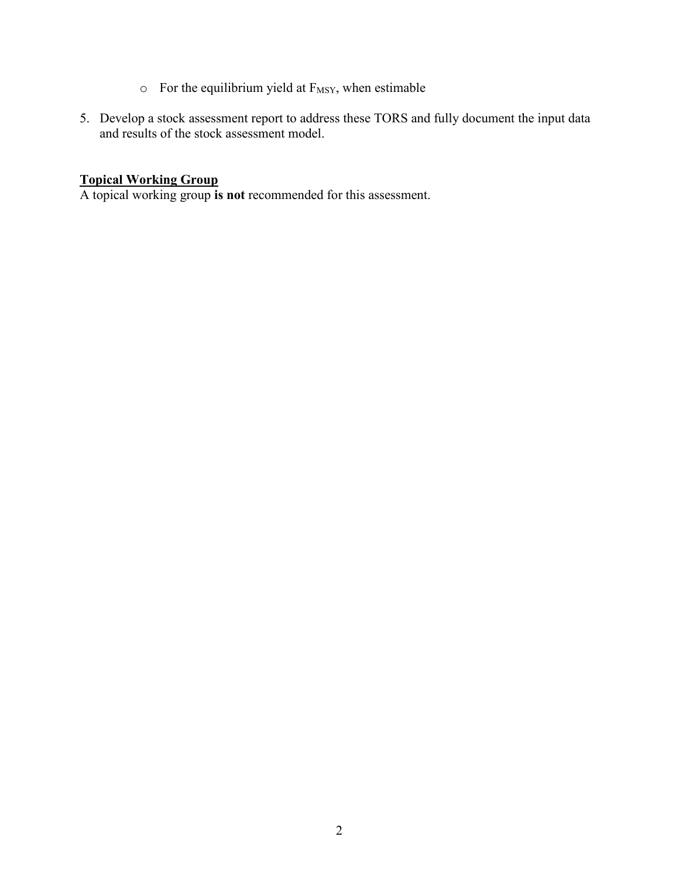- For the equilibrium yield at $F_{MSY}$, when estimable

5. Develop a stock assessment report to address these TORS and fully document the input data and results of the stock assessment model.

**Topical Working Group**

A topical working group **is not** recommended for this assessment.